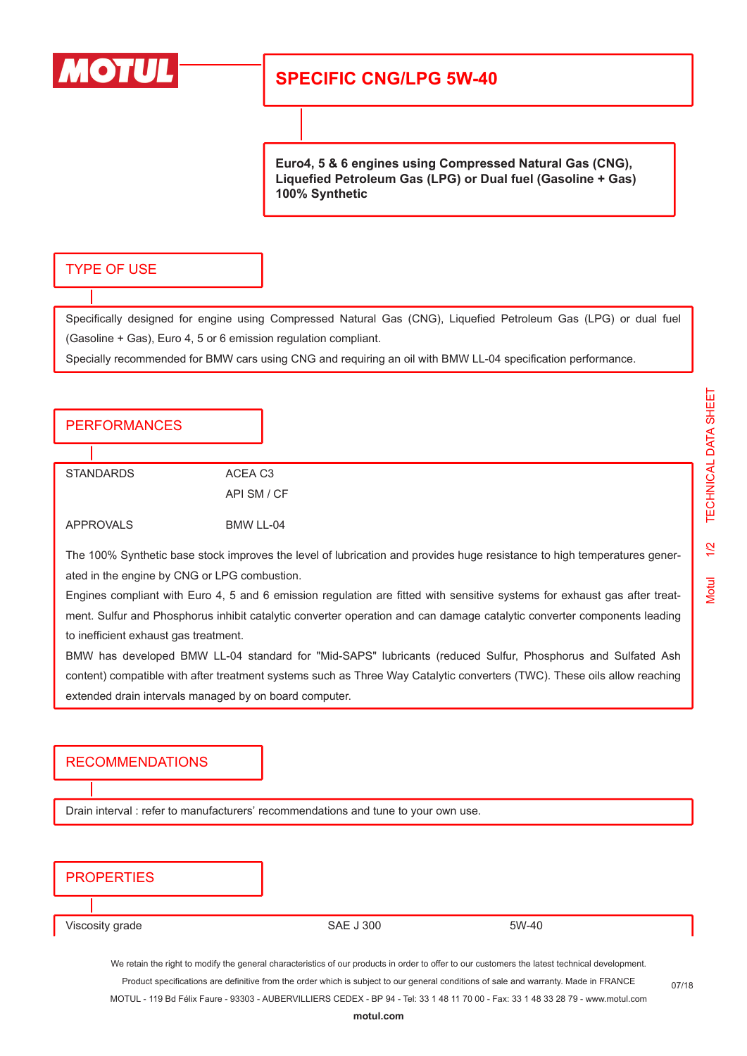MOTUL

# SPECIFIC CNG/LPG 5W-40

**Euro4, 5 & 6 engines using Compressed Natural Gas (CNG), Liquefied Petroleum Gas (LPG) or Dual fuel (Gasoline + Gas)**
**100% Synthetic**

## TYPE OF USE

Specifically designed for engine using Compressed Natural Gas (CNG), Liquefied Petroleum Gas (LPG) or dual fuel (Gasoline + Gas), Euro 4, 5 or 6 emission regulation compliant.

Specially recommended for BMW cars using CNG and requiring an oil with BMW LL-04 specification performance.

## PERFORMANCES

| | |
|---|---|
| STANDARDS | ACEA C3<br>API SM / CF |
| APPROVALS | BMW LL-04 |

The 100% Synthetic base stock improves the level of lubrication and provides huge resistance to high temperatures generated in the engine by CNG or LPG combustion.

Engines compliant with Euro 4, 5 and 6 emission regulation are fitted with sensitive systems for exhaust gas after treatment. Sulfur and Phosphorus inhibit catalytic converter operation and can damage catalytic converter components leading to inefficient exhaust gas treatment.

BMW has developed BMW LL-04 standard for "Mid-SAPS" lubricants (reduced Sulfur, Phosphorus and Sulfated Ash content) compatible with after treatment systems such as Three Way Catalytic converters (TWC). These oils allow reaching extended drain intervals managed by on board computer.

## RECOMMENDATIONS

Drain interval : refer to manufacturers' recommendations and tune to your own use.

## PROPERTIES

| | | |
|---|---|---|
| Viscosity grade | SAE J 300 | 5W-40 |

We retain the right to modify the general characteristics of our products in order to offer to our customers the latest technical development.
Product specifications are definitive from the order which is subject to our general conditions of sale and warranty. Made in FRANCE
MOTUL - 119 Bd Félix Faure - 93303 - AUBERVILLIERS CEDEX - BP 94 - Tel: 33 1 48 11 70 00 - Fax: 33 1 48 33 28 79 - www.motul.com
**motul.com**

07/18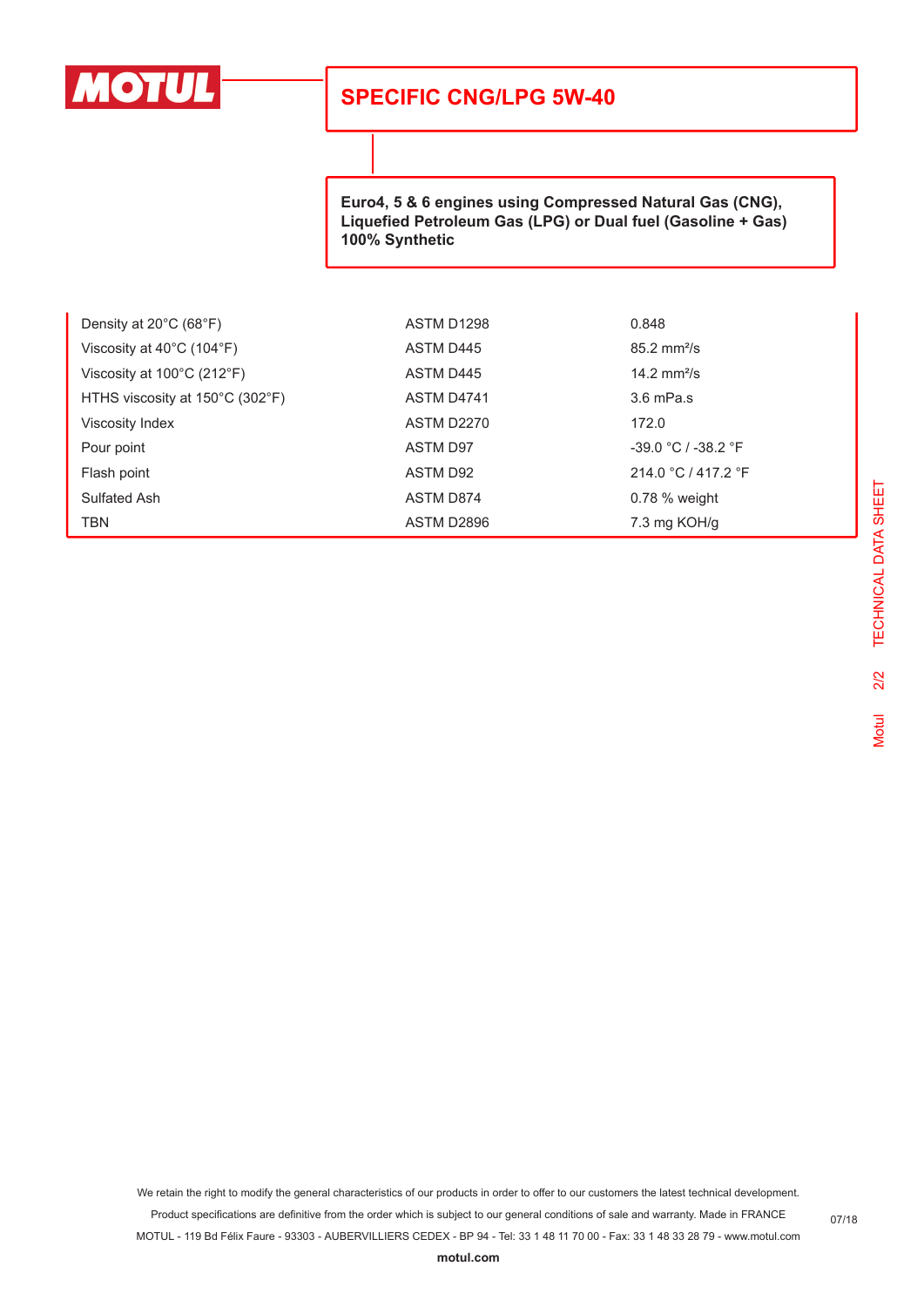MOTUL

# SPECIFIC CNG/LPG 5W-40

**Euro4, 5 & 6 engines using Compressed Natural Gas (CNG), Liquefied Petroleum Gas (LPG) or Dual fuel (Gasoline + Gas)**
**100% Synthetic**

| | | |
|---|---|---|
| Density at 20°C (68°F) | ASTM D1298 | 0.848 |
| Viscosity at 40°C (104°F) | ASTM D445 | 85.2 $mm^2/s$ |
| Viscosity at 100°C (212°F) | ASTM D445 | 14.2 $mm^2/s$ |
| HTHS viscosity at 150°C (302°F) | ASTM D4741 | 3.6 mPa.s |
| Viscosity Index | ASTM D2270 | 172.0 |
| Pour point | ASTM D97 | -39.0 °C / -38.2 °F |
| Flash point | ASTM D92 | 214.0 °C / 417.2 °F |
| Sulfated Ash | ASTM D874 | 0.78 % weight |
| TBN | ASTM D2896 | 7.3 mg KOH/g |

We retain the right to modify the general characteristics of our products in order to offer to our customers the latest technical development.
Product specifications are definitive from the order which is subject to our general conditions of sale and warranty. Made in FRANCE
MOTUL - 119 Bd Félix Faure - 93303 - AUBERVILLIERS CEDEX - BP 94 - Tel: 33 1 48 11 70 00 - Fax: 33 1 48 33 28 79 - www.motul.com

**motul.com**

07/18